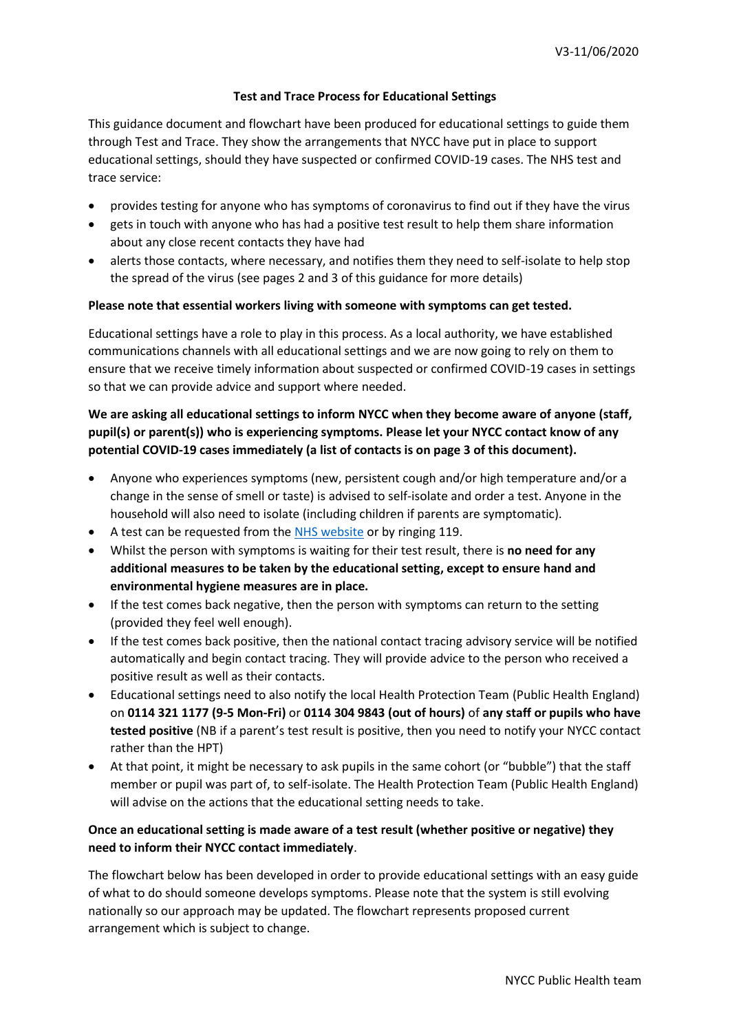V3-11/06/2020

# Test and Trace Process for Educational Settings

This guidance document and flowchart have been produced for educational settings to guide them through Test and Trace. They show the arrangements that NYCC have put in place to support educational settings, should they have suspected or confirmed COVID-19 cases. The NHS test and trace service:

- provides testing for anyone who has symptoms of coronavirus to find out if they have the virus
- gets in touch with anyone who has had a positive test result to help them share information about any close recent contacts they have had
- alerts those contacts, where necessary, and notifies them they need to self-isolate to help stop the spread of the virus (see pages 2 and 3 of this guidance for more details)

**Please note that essential workers living with someone with symptoms can get tested.**

Educational settings have a role to play in this process. As a local authority, we have established communications channels with all educational settings and we are now going to rely on them to ensure that we receive timely information about suspected or confirmed COVID-19 cases in settings so that we can provide advice and support where needed.

**We are asking all educational settings to inform NYCC when they become aware of anyone (staff, pupil(s) or parent(s)) who is experiencing symptoms. Please let your NYCC contact know of any potential COVID-19 cases immediately (a list of contacts is on page 3 of this document).**

- Anyone who experiences symptoms (new, persistent cough and/or high temperature and/or a change in the sense of smell or taste) is advised to self-isolate and order a test. Anyone in the household will also need to isolate (including children if parents are symptomatic).
- A test can be requested from the NHS website or by ringing 119.
- Whilst the person with symptoms is waiting for their test result, there is **no need for any additional measures to be taken by the educational setting, except to ensure hand and environmental hygiene measures are in place.**
- If the test comes back negative, then the person with symptoms can return to the setting (provided they feel well enough).
- If the test comes back positive, then the national contact tracing advisory service will be notified automatically and begin contact tracing. They will provide advice to the person who received a positive result as well as their contacts.
- Educational settings need to also notify the local Health Protection Team (Public Health England) on **0114 321 1177 (9-5 Mon-Fri)** or **0114 304 9843 (out of hours)** of **any staff or pupils who have tested positive** (NB if a parent's test result is positive, then you need to notify your NYCC contact rather than the HPT)
- At that point, it might be necessary to ask pupils in the same cohort (or "bubble") that the staff member or pupil was part of, to self-isolate. The Health Protection Team (Public Health England) will advise on the actions that the educational setting needs to take.

**Once an educational setting is made aware of a test result (whether positive or negative) they need to inform their NYCC contact immediately**.

The flowchart below has been developed in order to provide educational settings with an easy guide of what to do should someone develops symptoms. Please note that the system is still evolving nationally so our approach may be updated. The flowchart represents proposed current arrangement which is subject to change.

NYCC Public Health team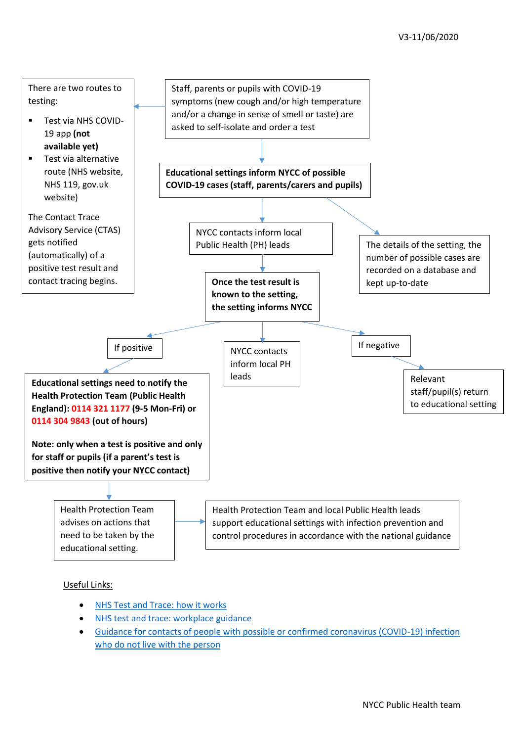V3-11/06/2020

Staff, parents or pupils with COVID-19 symptoms (new cough and/or high temperature and/or a change in sense of smell or taste) are asked to self-isolate and order a test

There are two routes to testing:

- Test via NHS COVID-19 app **(not available yet)**
- Test via alternative route (NHS website, NHS 119, gov.uk website)

The Contact Trace Advisory Service (CTAS) gets notified (automatically) of a positive test result and contact tracing begins.

**Educational settings inform NYCC of possible COVID-19 cases (staff, parents/carers and pupils)**

NYCC contacts inform local Public Health (PH) leads

The details of the setting, the number of possible cases are recorded on a database and kept up-to-date

**Once the test result is known to the setting, the setting informs NYCC**

If positive

**Educational settings need to notify the Health Protection Team (Public Health England): 0114 321 1177 (9-5 Mon-Fri) or 0114 304 9843 (out of hours)**

**Note: only when a test is positive and only for staff or pupils (if a parent's test is positive then notify your NYCC contact)**

Health Protection Team advises on actions that need to be taken by the educational setting.

Health Protection Team and local Public Health leads support educational settings with infection prevention and control procedures in accordance with the national guidance

NYCC contacts inform local PH leads

If negative

Relevant staff/pupil(s) return to educational setting

Useful Links:

- NHS Test and Trace: how it works
- NHS test and trace: workplace guidance
- Guidance for contacts of people with possible or confirmed coronavirus (COVID-19) infection who do not live with the person

NYCC Public Health team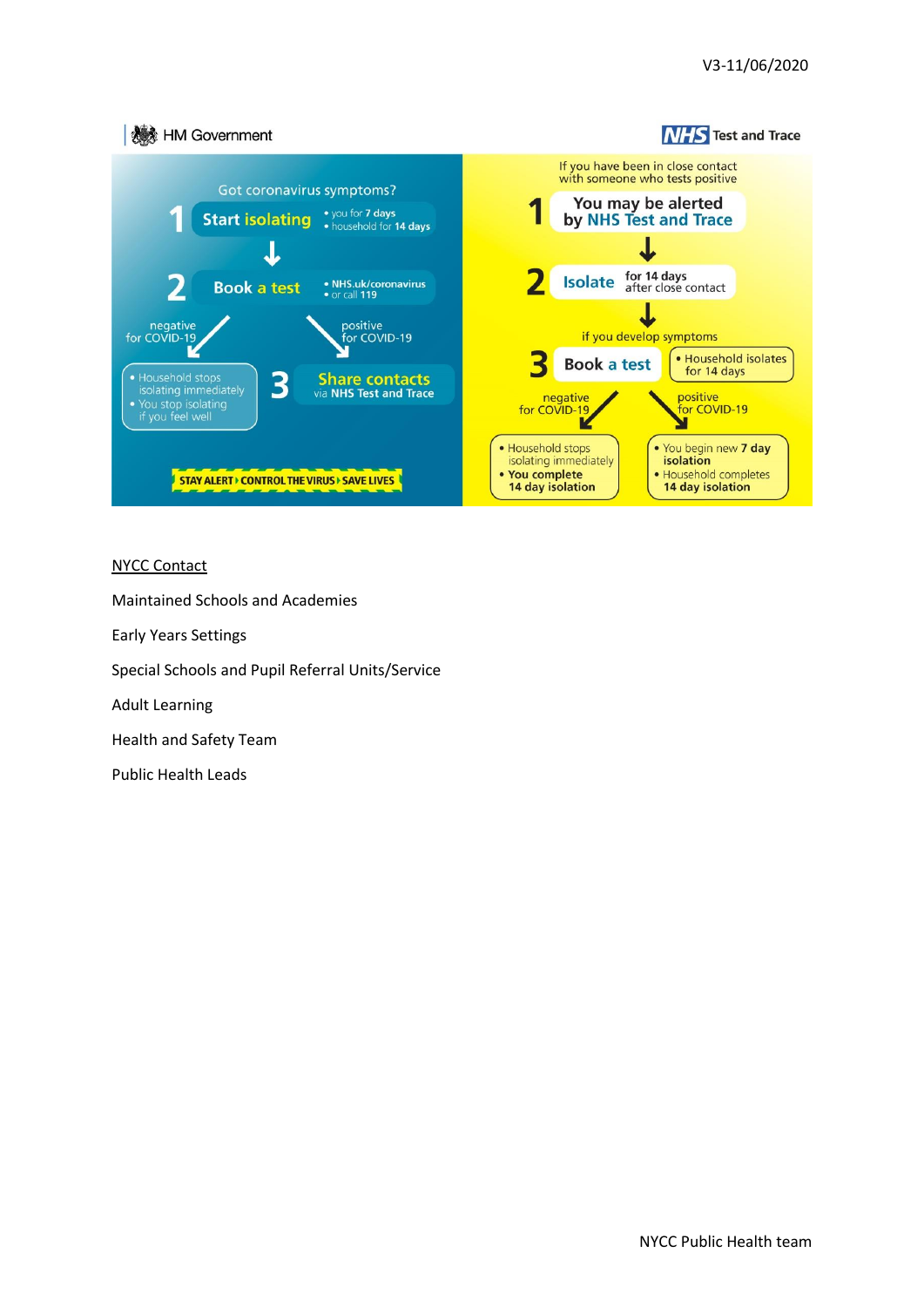HM Government

NHS Test and Trace

**Got coronavirus symptoms?**

1 **Start isolating**
- you for **7 days**
- household for **14 days**

2 **Book a test**
- **NHS.uk/coronavirus**
- or call **119**

negative for COVID-19
- Household stops isolating immediately
- You stop isolating if you feel well

positive for COVID-19

3 **Share contacts** via **NHS Test and Trace**

STAY ALERT › CONTROL THE VIRUS › SAVE LIVES

**If you have been in close contact with someone who tests positive**

1 **You may be alerted by NHS Test and Trace**

2 **Isolate** for **14 days** after close contact

if you develop symptoms

3 **Book a test**
- Household isolates for 14 days

negative for COVID-19
- Household stops isolating immediately
- **You complete 14 day isolation**

positive for COVID-19
- You begin new **7 day isolation**
- Household completes **14 day isolation**

<u>NYCC Contact</u>

Maintained Schools and Academies

Early Years Settings

Special Schools and Pupil Referral Units/Service

Adult Learning

Health and Safety Team

Public Health Leads